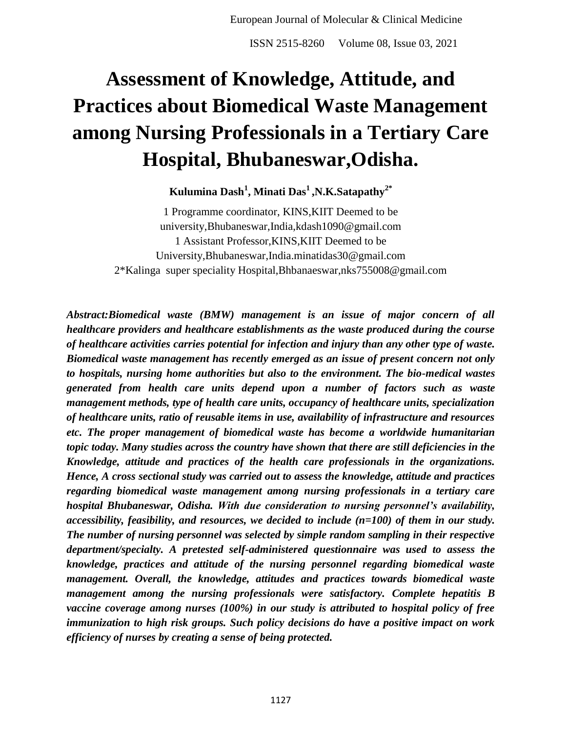# Assessment of Knowledge, Attitude, and Practices about Biomedical Waste Management among Nursing Professionals in a Tertiary Care Hospital, Bhubaneswar,Odisha.

**Kulumina Dash[1], Minati Das[1] ,N.K.Satapathy[2*]**

1 Programme coordinator, KINS,KIIT Deemed to be university,Bhubaneswar,India,kdash1090@gmail.com
1 Assistant Professor,KINS,KIIT Deemed to be University,Bhubaneswar,India.minatidas30@gmail.com
2*Kalinga super speciality Hospital,Bhbanaeswar,nks755008@gmail.com

***Abstract:Biomedical waste (BMW) management is an issue of major concern of all healthcare providers and healthcare establishments as the waste produced during the course of healthcare activities carries potential for infection and injury than any other type of waste. Biomedical waste management has recently emerged as an issue of present concern not only to hospitals, nursing home authorities but also to the environment. The bio-medical wastes generated from health care units depend upon a number of factors such as waste management methods, type of health care units, occupancy of healthcare units, specialization of healthcare units, ratio of reusable items in use, availability of infrastructure and resources etc. The proper management of biomedical waste has become a worldwide humanitarian topic today. Many studies across the country have shown that there are still deficiencies in the Knowledge, attitude and practices of the health care professionals in the organizations. Hence, A cross sectional study was carried out to assess the knowledge, attitude and practices regarding biomedical waste management among nursing professionals in a tertiary care hospital Bhubaneswar, Odisha. With due consideration to nursing personnel's availability, accessibility, feasibility, and resources, we decided to include (n=100) of them in our study. The number of nursing personnel was selected by simple random sampling in their respective department/specialty. A pretested self-administered questionnaire was used to assess the knowledge, practices and attitude of the nursing personnel regarding biomedical waste management. Overall, the knowledge, attitudes and practices towards biomedical waste management among the nursing professionals were satisfactory. Complete hepatitis B vaccine coverage among nurses (100%) in our study is attributed to hospital policy of free immunization to high risk groups. Such policy decisions do have a positive impact on work efficiency of nurses by creating a sense of being protected.***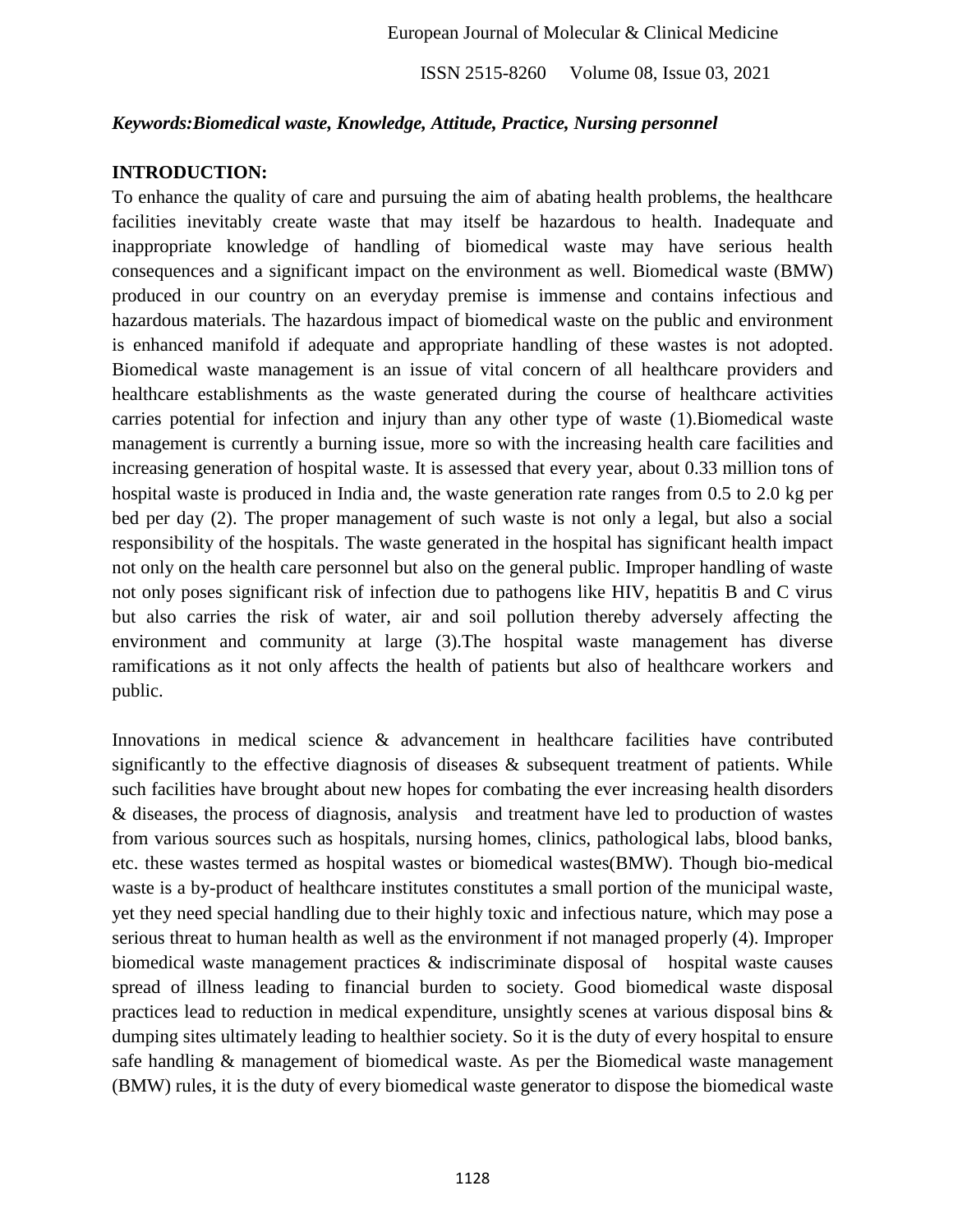***Keywords:Biomedical waste, Knowledge, Attitude, Practice, Nursing personnel***

## INTRODUCTION:

To enhance the quality of care and pursuing the aim of abating health problems, the healthcare facilities inevitably create waste that may itself be hazardous to health. Inadequate and inappropriate knowledge of handling of biomedical waste may have serious health consequences and a significant impact on the environment as well. Biomedical waste (BMW) produced in our country on an everyday premise is immense and contains infectious and hazardous materials. The hazardous impact of biomedical waste on the public and environment is enhanced manifold if adequate and appropriate handling of these wastes is not adopted. Biomedical waste management is an issue of vital concern of all healthcare providers and healthcare establishments as the waste generated during the course of healthcare activities carries potential for infection and injury than any other type of waste (1).Biomedical waste management is currently a burning issue, more so with the increasing health care facilities and increasing generation of hospital waste. It is assessed that every year, about 0.33 million tons of hospital waste is produced in India and, the waste generation rate ranges from 0.5 to 2.0 kg per bed per day (2). The proper management of such waste is not only a legal, but also a social responsibility of the hospitals. The waste generated in the hospital has significant health impact not only on the health care personnel but also on the general public. Improper handling of waste not only poses significant risk of infection due to pathogens like HIV, hepatitis B and C virus but also carries the risk of water, air and soil pollution thereby adversely affecting the environment and community at large (3).The hospital waste management has diverse ramifications as it not only affects the health of patients but also of healthcare workers and public.

Innovations in medical science & advancement in healthcare facilities have contributed significantly to the effective diagnosis of diseases & subsequent treatment of patients. While such facilities have brought about new hopes for combating the ever increasing health disorders & diseases, the process of diagnosis, analysis and treatment have led to production of wastes from various sources such as hospitals, nursing homes, clinics, pathological labs, blood banks, etc. these wastes termed as hospital wastes or biomedical wastes(BMW). Though bio-medical waste is a by-product of healthcare institutes constitutes a small portion of the municipal waste, yet they need special handling due to their highly toxic and infectious nature, which may pose a serious threat to human health as well as the environment if not managed properly (4). Improper biomedical waste management practices & indiscriminate disposal of hospital waste causes spread of illness leading to financial burden to society. Good biomedical waste disposal practices lead to reduction in medical expenditure, unsightly scenes at various disposal bins & dumping sites ultimately leading to healthier society. So it is the duty of every hospital to ensure safe handling & management of biomedical waste. As per the Biomedical waste management (BMW) rules, it is the duty of every biomedical waste generator to dispose the biomedical waste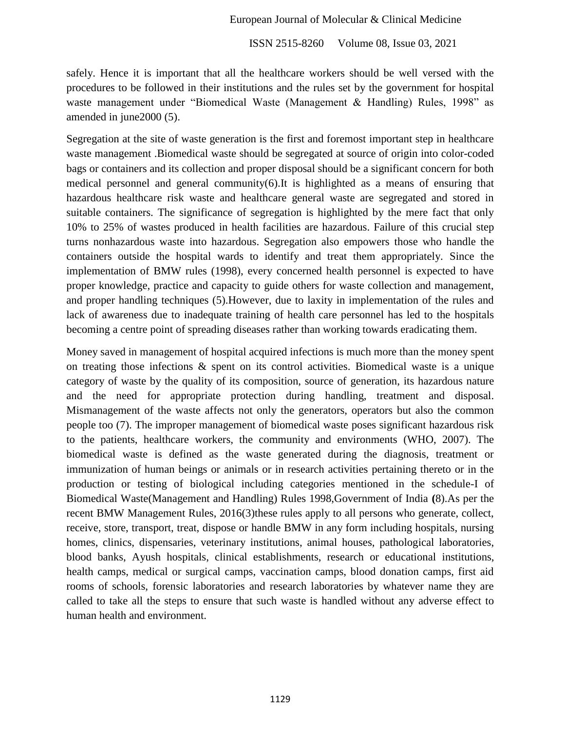safely. Hence it is important that all the healthcare workers should be well versed with the procedures to be followed in their institutions and the rules set by the government for hospital waste management under "Biomedical Waste (Management & Handling) Rules, 1998" as amended in june2000 (5).

Segregation at the site of waste generation is the first and foremost important step in healthcare waste management .Biomedical waste should be segregated at source of origin into color-coded bags or containers and its collection and proper disposal should be a significant concern for both medical personnel and general community(6).It is highlighted as a means of ensuring that hazardous healthcare risk waste and healthcare general waste are segregated and stored in suitable containers. The significance of segregation is highlighted by the mere fact that only 10% to 25% of wastes produced in health facilities are hazardous. Failure of this crucial step turns nonhazardous waste into hazardous. Segregation also empowers those who handle the containers outside the hospital wards to identify and treat them appropriately. Since the implementation of BMW rules (1998), every concerned health personnel is expected to have proper knowledge, practice and capacity to guide others for waste collection and management, and proper handling techniques (5).However, due to laxity in implementation of the rules and lack of awareness due to inadequate training of health care personnel has led to the hospitals becoming a centre point of spreading diseases rather than working towards eradicating them.

Money saved in management of hospital acquired infections is much more than the money spent on treating those infections & spent on its control activities. Biomedical waste is a unique category of waste by the quality of its composition, source of generation, its hazardous nature and the need for appropriate protection during handling, treatment and disposal. Mismanagement of the waste affects not only the generators, operators but also the common people too (7). The improper management of biomedical waste poses significant hazardous risk to the patients, healthcare workers, the community and environments (WHO, 2007). The biomedical waste is defined as the waste generated during the diagnosis, treatment or immunization of human beings or animals or in research activities pertaining thereto or in the production or testing of biological including categories mentioned in the schedule-I of Biomedical Waste(Management and Handling) Rules 1998,Government of India **(**8).As per the recent BMW Management Rules, 2016(3)these rules apply to all persons who generate, collect, receive, store, transport, treat, dispose or handle BMW in any form including hospitals, nursing homes, clinics, dispensaries, veterinary institutions, animal houses, pathological laboratories, blood banks, Ayush hospitals, clinical establishments, research or educational institutions, health camps, medical or surgical camps, vaccination camps, blood donation camps, first aid rooms of schools, forensic laboratories and research laboratories by whatever name they are called to take all the steps to ensure that such waste is handled without any adverse effect to human health and environment.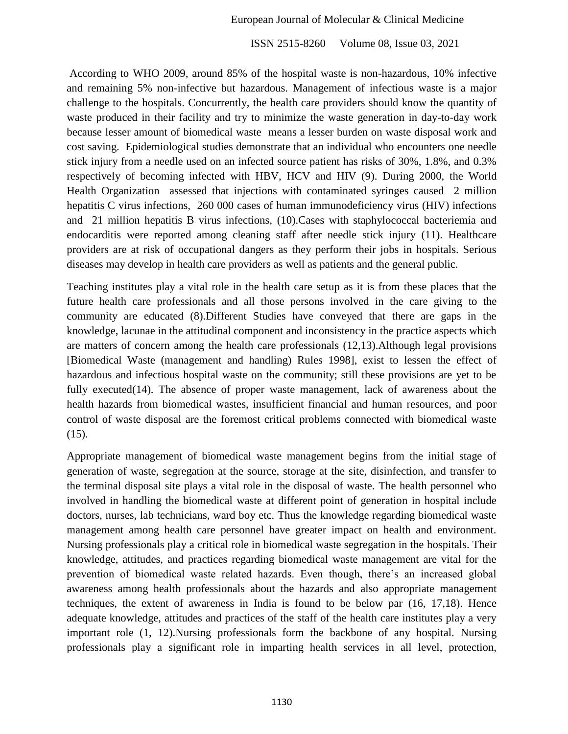According to WHO 2009, around 85% of the hospital waste is non-hazardous, 10% infective and remaining 5% non-infective but hazardous. Management of infectious waste is a major challenge to the hospitals. Concurrently, the health care providers should know the quantity of waste produced in their facility and try to minimize the waste generation in day-to-day work because lesser amount of biomedical waste means a lesser burden on waste disposal work and cost saving. Epidemiological studies demonstrate that an individual who encounters one needle stick injury from a needle used on an infected source patient has risks of 30%, 1.8%, and 0.3% respectively of becoming infected with HBV, HCV and HIV (9). During 2000, the World Health Organization assessed that injections with contaminated syringes caused 2 million hepatitis C virus infections, 260 000 cases of human immunodeficiency virus (HIV) infections and 21 million hepatitis B virus infections, (10).Cases with staphylococcal bacteriemia and endocarditis were reported among cleaning staff after needle stick injury (11). Healthcare providers are at risk of occupational dangers as they perform their jobs in hospitals. Serious diseases may develop in health care providers as well as patients and the general public.

Teaching institutes play a vital role in the health care setup as it is from these places that the future health care professionals and all those persons involved in the care giving to the community are educated (8).Different Studies have conveyed that there are gaps in the knowledge, lacunae in the attitudinal component and inconsistency in the practice aspects which are matters of concern among the health care professionals (12,13).Although legal provisions [Biomedical Waste (management and handling) Rules 1998], exist to lessen the effect of hazardous and infectious hospital waste on the community; still these provisions are yet to be fully executed(14). The absence of proper waste management, lack of awareness about the health hazards from biomedical wastes, insufficient financial and human resources, and poor control of waste disposal are the foremost critical problems connected with biomedical waste (15).

Appropriate management of biomedical waste management begins from the initial stage of generation of waste, segregation at the source, storage at the site, disinfection, and transfer to the terminal disposal site plays a vital role in the disposal of waste. The health personnel who involved in handling the biomedical waste at different point of generation in hospital include doctors, nurses, lab technicians, ward boy etc. Thus the knowledge regarding biomedical waste management among health care personnel have greater impact on health and environment. Nursing professionals play a critical role in biomedical waste segregation in the hospitals. Their knowledge, attitudes, and practices regarding biomedical waste management are vital for the prevention of biomedical waste related hazards. Even though, there's an increased global awareness among health professionals about the hazards and also appropriate management techniques, the extent of awareness in India is found to be below par (16, 17,18). Hence adequate knowledge, attitudes and practices of the staff of the health care institutes play a very important role (1, 12).Nursing professionals form the backbone of any hospital. Nursing professionals play a significant role in imparting health services in all level, protection,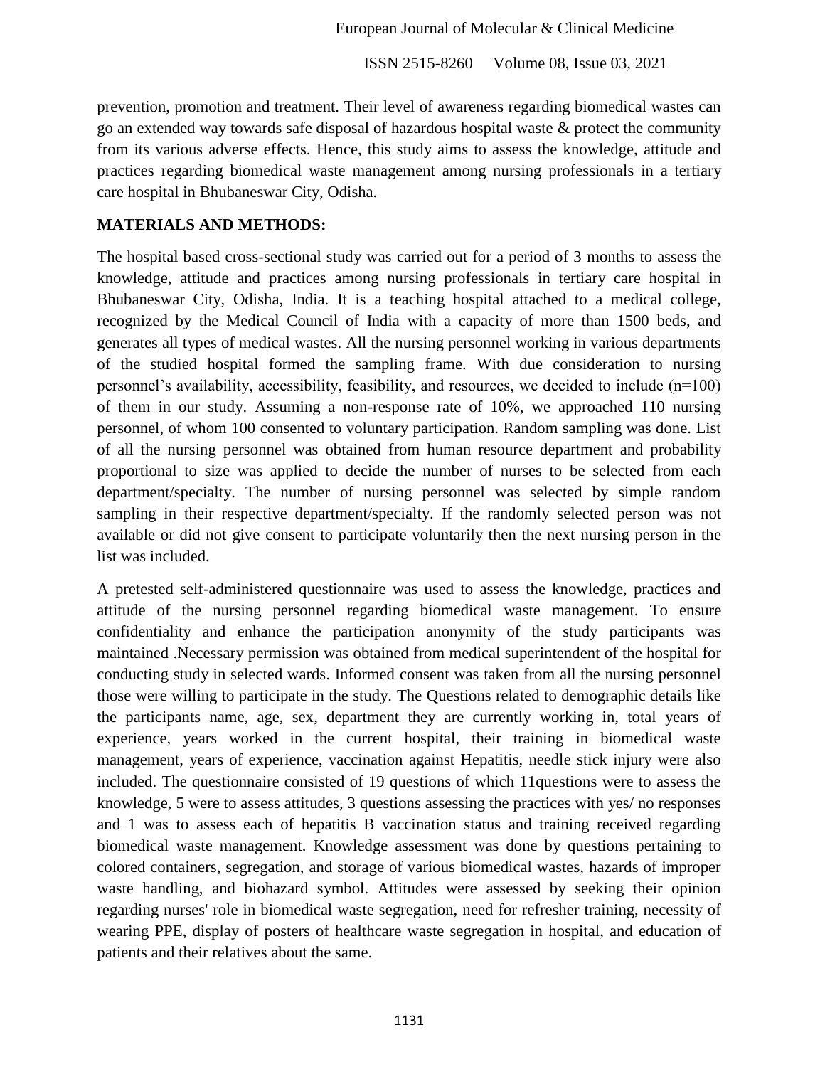prevention, promotion and treatment. Their level of awareness regarding biomedical wastes can go an extended way towards safe disposal of hazardous hospital waste & protect the community from its various adverse effects. Hence, this study aims to assess the knowledge, attitude and practices regarding biomedical waste management among nursing professionals in a tertiary care hospital in Bhubaneswar City, Odisha.

## MATERIALS AND METHODS:

The hospital based cross-sectional study was carried out for a period of 3 months to assess the knowledge, attitude and practices among nursing professionals in tertiary care hospital in Bhubaneswar City, Odisha, India. It is a teaching hospital attached to a medical college, recognized by the Medical Council of India with a capacity of more than 1500 beds, and generates all types of medical wastes. All the nursing personnel working in various departments of the studied hospital formed the sampling frame. With due consideration to nursing personnel's availability, accessibility, feasibility, and resources, we decided to include (n=100) of them in our study. Assuming a non-response rate of 10%, we approached 110 nursing personnel, of whom 100 consented to voluntary participation. Random sampling was done. List of all the nursing personnel was obtained from human resource department and probability proportional to size was applied to decide the number of nurses to be selected from each department/specialty. The number of nursing personnel was selected by simple random sampling in their respective department/specialty. If the randomly selected person was not available or did not give consent to participate voluntarily then the next nursing person in the list was included.

A pretested self-administered questionnaire was used to assess the knowledge, practices and attitude of the nursing personnel regarding biomedical waste management. To ensure confidentiality and enhance the participation anonymity of the study participants was maintained .Necessary permission was obtained from medical superintendent of the hospital for conducting study in selected wards. Informed consent was taken from all the nursing personnel those were willing to participate in the study. The Questions related to demographic details like the participants name, age, sex, department they are currently working in, total years of experience, years worked in the current hospital, their training in biomedical waste management, years of experience, vaccination against Hepatitis, needle stick injury were also included. The questionnaire consisted of 19 questions of which 11questions were to assess the knowledge, 5 were to assess attitudes, 3 questions assessing the practices with yes/ no responses and 1 was to assess each of hepatitis B vaccination status and training received regarding biomedical waste management. Knowledge assessment was done by questions pertaining to colored containers, segregation, and storage of various biomedical wastes, hazards of improper waste handling, and biohazard symbol. Attitudes were assessed by seeking their opinion regarding nurses' role in biomedical waste segregation, need for refresher training, necessity of wearing PPE, display of posters of healthcare waste segregation in hospital, and education of patients and their relatives about the same.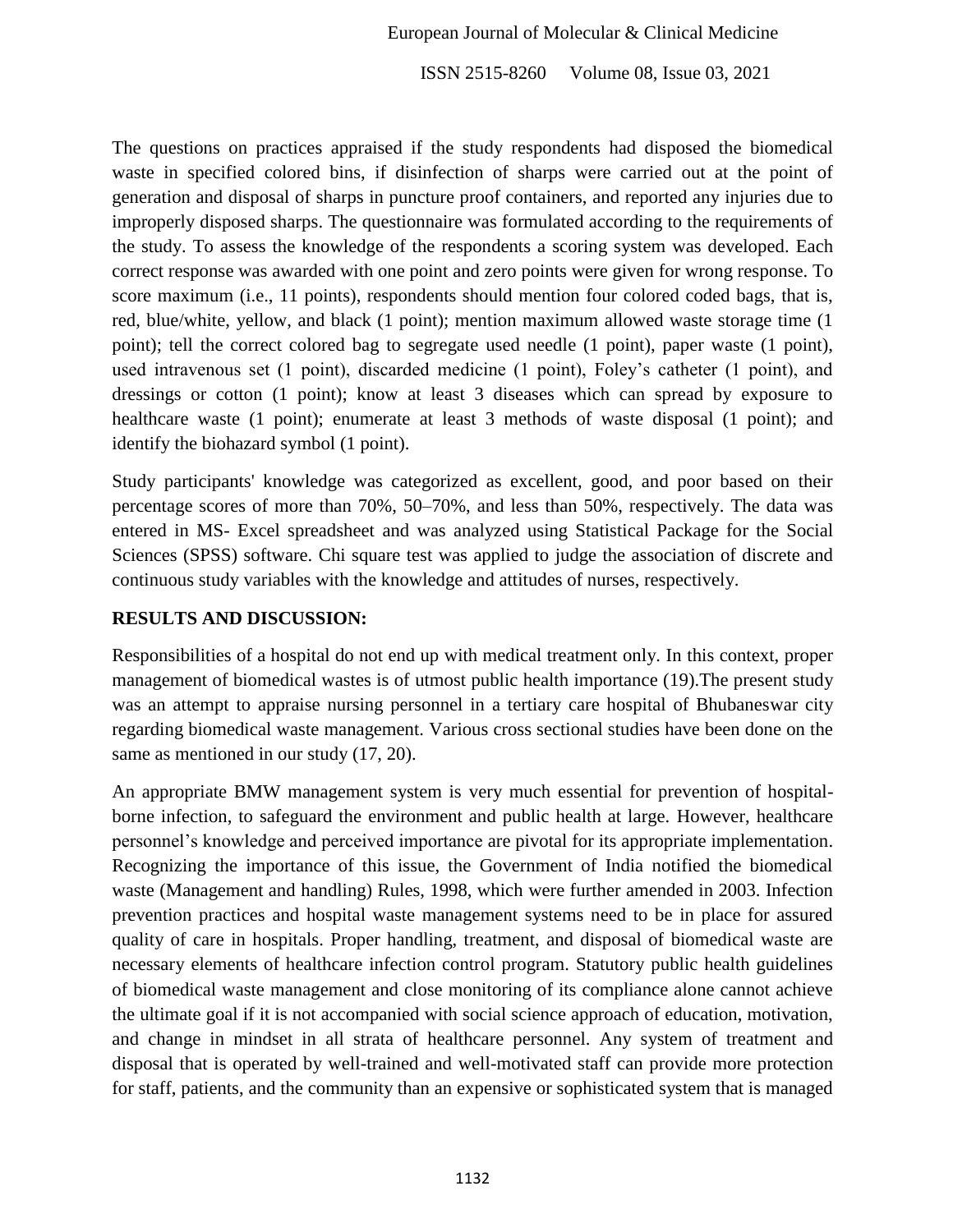The questions on practices appraised if the study respondents had disposed the biomedical waste in specified colored bins, if disinfection of sharps were carried out at the point of generation and disposal of sharps in puncture proof containers, and reported any injuries due to improperly disposed sharps. The questionnaire was formulated according to the requirements of the study. To assess the knowledge of the respondents a scoring system was developed. Each correct response was awarded with one point and zero points were given for wrong response. To score maximum (i.e., 11 points), respondents should mention four colored coded bags, that is, red, blue/white, yellow, and black (1 point); mention maximum allowed waste storage time (1 point); tell the correct colored bag to segregate used needle (1 point), paper waste (1 point), used intravenous set (1 point), discarded medicine (1 point), Foley's catheter (1 point), and dressings or cotton (1 point); know at least 3 diseases which can spread by exposure to healthcare waste (1 point); enumerate at least 3 methods of waste disposal (1 point); and identify the biohazard symbol (1 point).

Study participants' knowledge was categorized as excellent, good, and poor based on their percentage scores of more than 70%, 50–70%, and less than 50%, respectively. The data was entered in MS- Excel spreadsheet and was analyzed using Statistical Package for the Social Sciences (SPSS) software. Chi square test was applied to judge the association of discrete and continuous study variables with the knowledge and attitudes of nurses, respectively.

## RESULTS AND DISCUSSION:

Responsibilities of a hospital do not end up with medical treatment only. In this context, proper management of biomedical wastes is of utmost public health importance (19).The present study was an attempt to appraise nursing personnel in a tertiary care hospital of Bhubaneswar city regarding biomedical waste management. Various cross sectional studies have been done on the same as mentioned in our study (17, 20).

An appropriate BMW management system is very much essential for prevention of hospital-borne infection, to safeguard the environment and public health at large. However, healthcare personnel's knowledge and perceived importance are pivotal for its appropriate implementation. Recognizing the importance of this issue, the Government of India notified the biomedical waste (Management and handling) Rules, 1998, which were further amended in 2003. Infection prevention practices and hospital waste management systems need to be in place for assured quality of care in hospitals. Proper handling, treatment, and disposal of biomedical waste are necessary elements of healthcare infection control program. Statutory public health guidelines of biomedical waste management and close monitoring of its compliance alone cannot achieve the ultimate goal if it is not accompanied with social science approach of education, motivation, and change in mindset in all strata of healthcare personnel. Any system of treatment and disposal that is operated by well-trained and well-motivated staff can provide more protection for staff, patients, and the community than an expensive or sophisticated system that is managed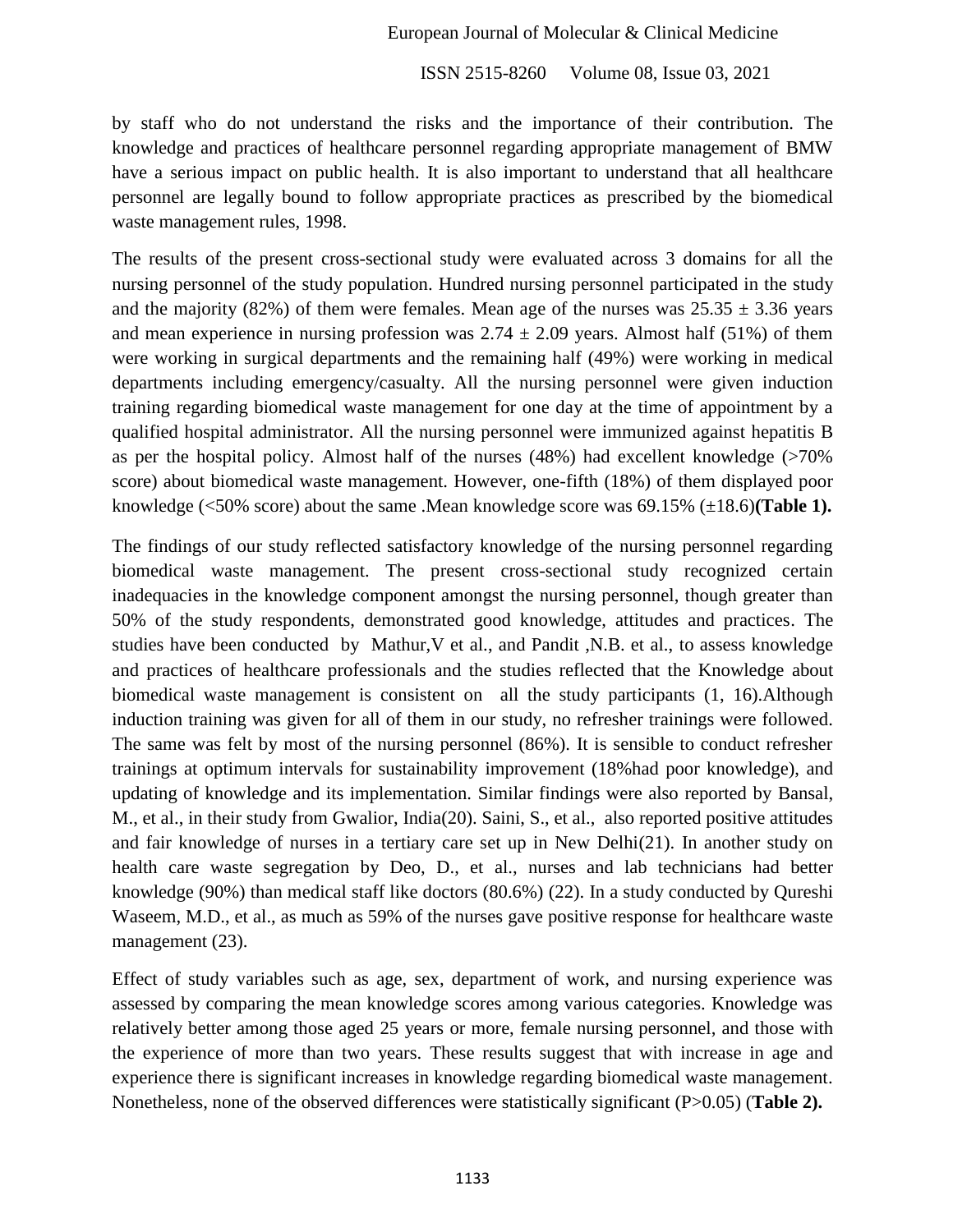by staff who do not understand the risks and the importance of their contribution. The knowledge and practices of healthcare personnel regarding appropriate management of BMW have a serious impact on public health. It is also important to understand that all healthcare personnel are legally bound to follow appropriate practices as prescribed by the biomedical waste management rules, 1998.

The results of the present cross-sectional study were evaluated across 3 domains for all the nursing personnel of the study population. Hundred nursing personnel participated in the study and the majority (82%) of them were females. Mean age of the nurses was $25.35 \pm 3.36$ years and mean experience in nursing profession was $2.74 \pm 2.09$ years. Almost half (51%) of them were working in surgical departments and the remaining half (49%) were working in medical departments including emergency/casualty. All the nursing personnel were given induction training regarding biomedical waste management for one day at the time of appointment by a qualified hospital administrator. All the nursing personnel were immunized against hepatitis B as per the hospital policy. Almost half of the nurses (48%) had excellent knowledge (>70% score) about biomedical waste management. However, one-fifth (18%) of them displayed poor knowledge (<50% score) about the same .Mean knowledge score was 69.15% (±18.6)**(Table 1).**

The findings of our study reflected satisfactory knowledge of the nursing personnel regarding biomedical waste management. The present cross-sectional study recognized certain inadequacies in the knowledge component amongst the nursing personnel, though greater than 50% of the study respondents, demonstrated good knowledge, attitudes and practices. The studies have been conducted by Mathur,V et al., and Pandit ,N.B. et al., to assess knowledge and practices of healthcare professionals and the studies reflected that the Knowledge about biomedical waste management is consistent on all the study participants (1, 16).Although induction training was given for all of them in our study, no refresher trainings were followed. The same was felt by most of the nursing personnel (86%). It is sensible to conduct refresher trainings at optimum intervals for sustainability improvement (18%had poor knowledge), and updating of knowledge and its implementation. Similar findings were also reported by Bansal, M., et al., in their study from Gwalior, India(20). Saini, S., et al., also reported positive attitudes and fair knowledge of nurses in a tertiary care set up in New Delhi(21). In another study on health care waste segregation by Deo, D., et al., nurses and lab technicians had better knowledge (90%) than medical staff like doctors (80.6%) (22). In a study conducted by Qureshi Waseem, M.D., et al., as much as 59% of the nurses gave positive response for healthcare waste management (23).

Effect of study variables such as age, sex, department of work, and nursing experience was assessed by comparing the mean knowledge scores among various categories. Knowledge was relatively better among those aged 25 years or more, female nursing personnel, and those with the experience of more than two years. These results suggest that with increase in age and experience there is significant increases in knowledge regarding biomedical waste management. Nonetheless, none of the observed differences were statistically significant ($P>0.05$) (**Table 2).**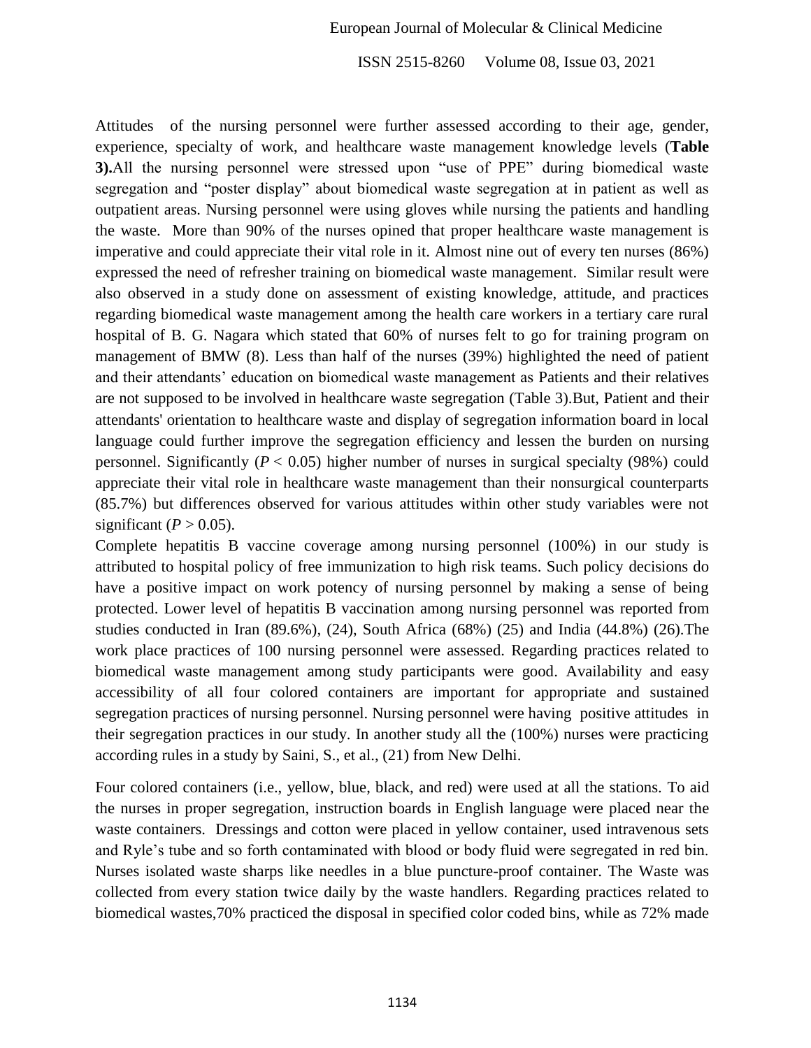Attitudes of the nursing personnel were further assessed according to their age, gender, experience, specialty of work, and healthcare waste management knowledge levels (**Table 3).**All the nursing personnel were stressed upon "use of PPE" during biomedical waste segregation and "poster display" about biomedical waste segregation at in patient as well as outpatient areas. Nursing personnel were using gloves while nursing the patients and handling the waste. More than 90% of the nurses opined that proper healthcare waste management is imperative and could appreciate their vital role in it. Almost nine out of every ten nurses (86%) expressed the need of refresher training on biomedical waste management. Similar result were also observed in a study done on assessment of existing knowledge, attitude, and practices regarding biomedical waste management among the health care workers in a tertiary care rural hospital of B. G. Nagara which stated that 60% of nurses felt to go for training program on management of BMW (8). Less than half of the nurses (39%) highlighted the need of patient and their attendants' education on biomedical waste management as Patients and their relatives are not supposed to be involved in healthcare waste segregation (Table 3).But, Patient and their attendants' orientation to healthcare waste and display of segregation information board in local language could further improve the segregation efficiency and lessen the burden on nursing personnel. Significantly ($P < 0.05$) higher number of nurses in surgical specialty (98%) could appreciate their vital role in healthcare waste management than their nonsurgical counterparts (85.7%) but differences observed for various attitudes within other study variables were not significant ($P > 0.05$).

Complete hepatitis B vaccine coverage among nursing personnel (100%) in our study is attributed to hospital policy of free immunization to high risk teams. Such policy decisions do have a positive impact on work potency of nursing personnel by making a sense of being protected. Lower level of hepatitis B vaccination among nursing personnel was reported from studies conducted in Iran (89.6%), (24), South Africa (68%) (25) and India (44.8%) (26).The work place practices of 100 nursing personnel were assessed. Regarding practices related to biomedical waste management among study participants were good. Availability and easy accessibility of all four colored containers are important for appropriate and sustained segregation practices of nursing personnel. Nursing personnel were having positive attitudes in their segregation practices in our study. In another study all the (100%) nurses were practicing according rules in a study by Saini, S., et al., (21) from New Delhi.

Four colored containers (i.e., yellow, blue, black, and red) were used at all the stations. To aid the nurses in proper segregation, instruction boards in English language were placed near the waste containers. Dressings and cotton were placed in yellow container, used intravenous sets and Ryle's tube and so forth contaminated with blood or body fluid were segregated in red bin. Nurses isolated waste sharps like needles in a blue puncture-proof container. The Waste was collected from every station twice daily by the waste handlers. Regarding practices related to biomedical wastes,70% practiced the disposal in specified color coded bins, while as 72% made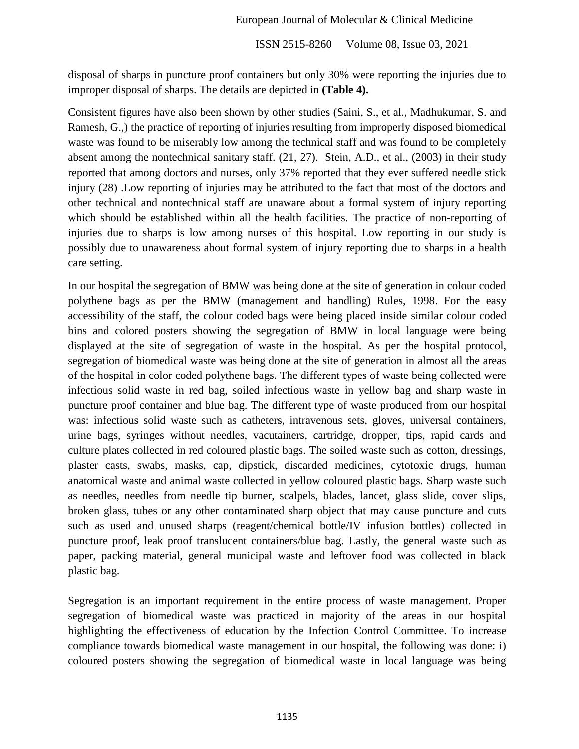disposal of sharps in puncture proof containers but only 30% were reporting the injuries due to improper disposal of sharps. The details are depicted in **(Table 4).**

Consistent figures have also been shown by other studies (Saini, S., et al., Madhukumar, S. and Ramesh, G.,) the practice of reporting of injuries resulting from improperly disposed biomedical waste was found to be miserably low among the technical staff and was found to be completely absent among the nontechnical sanitary staff. (21, 27). Stein, A.D., et al., (2003) in their study reported that among doctors and nurses, only 37% reported that they ever suffered needle stick injury (28) .Low reporting of injuries may be attributed to the fact that most of the doctors and other technical and nontechnical staff are unaware about a formal system of injury reporting which should be established within all the health facilities. The practice of non-reporting of injuries due to sharps is low among nurses of this hospital. Low reporting in our study is possibly due to unawareness about formal system of injury reporting due to sharps in a health care setting.

In our hospital the segregation of BMW was being done at the site of generation in colour coded polythene bags as per the BMW (management and handling) Rules, 1998. For the easy accessibility of the staff, the colour coded bags were being placed inside similar colour coded bins and colored posters showing the segregation of BMW in local language were being displayed at the site of segregation of waste in the hospital. As per the hospital protocol, segregation of biomedical waste was being done at the site of generation in almost all the areas of the hospital in color coded polythene bags. The different types of waste being collected were infectious solid waste in red bag, soiled infectious waste in yellow bag and sharp waste in puncture proof container and blue bag. The different type of waste produced from our hospital was: infectious solid waste such as catheters, intravenous sets, gloves, universal containers, urine bags, syringes without needles, vacutainers, cartridge, dropper, tips, rapid cards and culture plates collected in red coloured plastic bags. The soiled waste such as cotton, dressings, plaster casts, swabs, masks, cap, dipstick, discarded medicines, cytotoxic drugs, human anatomical waste and animal waste collected in yellow coloured plastic bags. Sharp waste such as needles, needles from needle tip burner, scalpels, blades, lancet, glass slide, cover slips, broken glass, tubes or any other contaminated sharp object that may cause puncture and cuts such as used and unused sharps (reagent/chemical bottle/IV infusion bottles) collected in puncture proof, leak proof translucent containers/blue bag. Lastly, the general waste such as paper, packing material, general municipal waste and leftover food was collected in black plastic bag.

Segregation is an important requirement in the entire process of waste management. Proper segregation of biomedical waste was practiced in majority of the areas in our hospital highlighting the effectiveness of education by the Infection Control Committee. To increase compliance towards biomedical waste management in our hospital, the following was done: i) coloured posters showing the segregation of biomedical waste in local language was being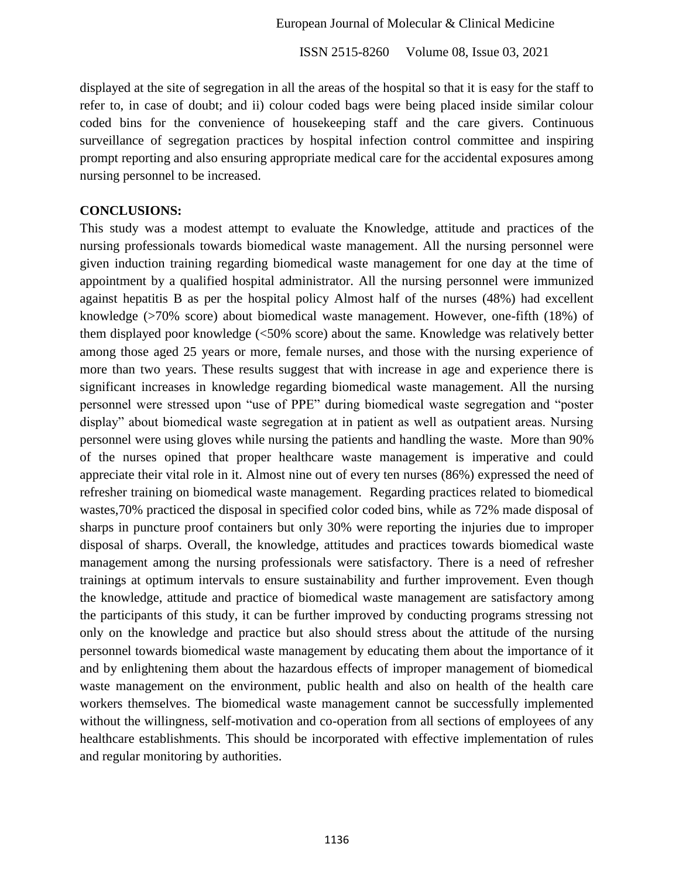displayed at the site of segregation in all the areas of the hospital so that it is easy for the staff to refer to, in case of doubt; and ii) colour coded bags were being placed inside similar colour coded bins for the convenience of housekeeping staff and the care givers. Continuous surveillance of segregation practices by hospital infection control committee and inspiring prompt reporting and also ensuring appropriate medical care for the accidental exposures among nursing personnel to be increased.

**CONCLUSIONS:**

This study was a modest attempt to evaluate the Knowledge, attitude and practices of the nursing professionals towards biomedical waste management. All the nursing personnel were given induction training regarding biomedical waste management for one day at the time of appointment by a qualified hospital administrator. All the nursing personnel were immunized against hepatitis B as per the hospital policy Almost half of the nurses (48%) had excellent knowledge (>70% score) about biomedical waste management. However, one-fifth (18%) of them displayed poor knowledge (<50% score) about the same. Knowledge was relatively better among those aged 25 years or more, female nurses, and those with the nursing experience of more than two years. These results suggest that with increase in age and experience there is significant increases in knowledge regarding biomedical waste management. All the nursing personnel were stressed upon "use of PPE" during biomedical waste segregation and "poster display" about biomedical waste segregation at in patient as well as outpatient areas. Nursing personnel were using gloves while nursing the patients and handling the waste. More than 90% of the nurses opined that proper healthcare waste management is imperative and could appreciate their vital role in it. Almost nine out of every ten nurses (86%) expressed the need of refresher training on biomedical waste management. Regarding practices related to biomedical wastes,70% practiced the disposal in specified color coded bins, while as 72% made disposal of sharps in puncture proof containers but only 30% were reporting the injuries due to improper disposal of sharps. Overall, the knowledge, attitudes and practices towards biomedical waste management among the nursing professionals were satisfactory. There is a need of refresher trainings at optimum intervals to ensure sustainability and further improvement. Even though the knowledge, attitude and practice of biomedical waste management are satisfactory among the participants of this study, it can be further improved by conducting programs stressing not only on the knowledge and practice but also should stress about the attitude of the nursing personnel towards biomedical waste management by educating them about the importance of it and by enlightening them about the hazardous effects of improper management of biomedical waste management on the environment, public health and also on health of the health care workers themselves. The biomedical waste management cannot be successfully implemented without the willingness, self-motivation and co-operation from all sections of employees of any healthcare establishments. This should be incorporated with effective implementation of rules and regular monitoring by authorities.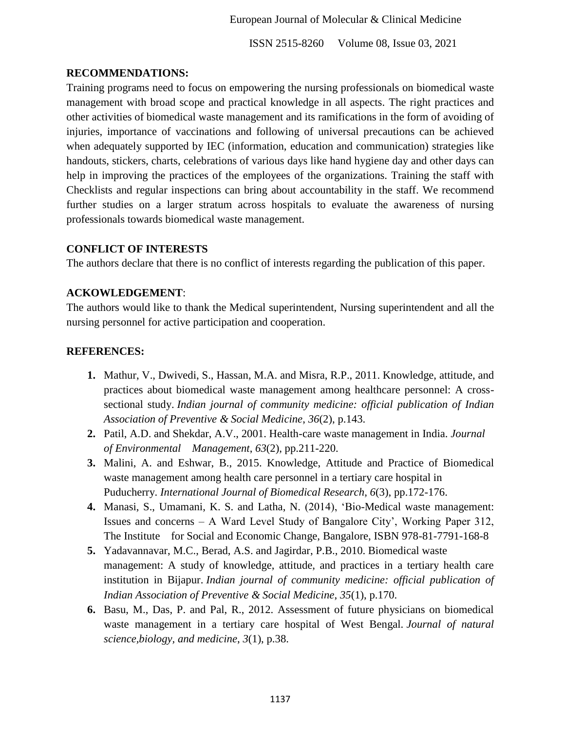## RECOMMENDATIONS:

Training programs need to focus on empowering the nursing professionals on biomedical waste management with broad scope and practical knowledge in all aspects. The right practices and other activities of biomedical waste management and its ramifications in the form of avoiding of injuries, importance of vaccinations and following of universal precautions can be achieved when adequately supported by IEC (information, education and communication) strategies like handouts, stickers, charts, celebrations of various days like hand hygiene day and other days can help in improving the practices of the employees of the organizations. Training the staff with Checklists and regular inspections can bring about accountability in the staff. We recommend further studies on a larger stratum across hospitals to evaluate the awareness of nursing professionals towards biomedical waste management.

## CONFLICT OF INTERESTS

The authors declare that there is no conflict of interests regarding the publication of this paper.

## ACKOWLEDGEMENT:

The authors would like to thank the Medical superintendent, Nursing superintendent and all the nursing personnel for active participation and cooperation.

## REFERENCES:

1. Mathur, V., Dwivedi, S., Hassan, M.A. and Misra, R.P., 2011. Knowledge, attitude, and practices about biomedical waste management among healthcare personnel: A cross-sectional study. *Indian journal of community medicine: official publication of Indian Association of Preventive & Social Medicine*, *36*(2), p.143.
2. Patil, A.D. and Shekdar, A.V., 2001. Health-care waste management in India. *Journal of Environmental Management*, *63*(2), pp.211-220.
3. Malini, A. and Eshwar, B., 2015. Knowledge, Attitude and Practice of Biomedical waste management among health care personnel in a tertiary care hospital in Puducherry. *International Journal of Biomedical Research*, *6*(3), pp.172-176.
4. Manasi, S., Umamani, K. S. and Latha, N. (2014), 'Bio-Medical waste management: Issues and concerns – A Ward Level Study of Bangalore City', Working Paper 312, The Institute for Social and Economic Change, Bangalore, ISBN 978-81-7791-168-8
5. Yadavannavar, M.C., Berad, A.S. and Jagirdar, P.B., 2010. Biomedical waste management: A study of knowledge, attitude, and practices in a tertiary health care institution in Bijapur. *Indian journal of community medicine: official publication of Indian Association of Preventive & Social Medicine*, *35*(1), p.170.
6. Basu, M., Das, P. and Pal, R., 2012. Assessment of future physicians on biomedical waste management in a tertiary care hospital of West Bengal. *Journal of natural science,biology, and medicine*, *3*(1), p.38.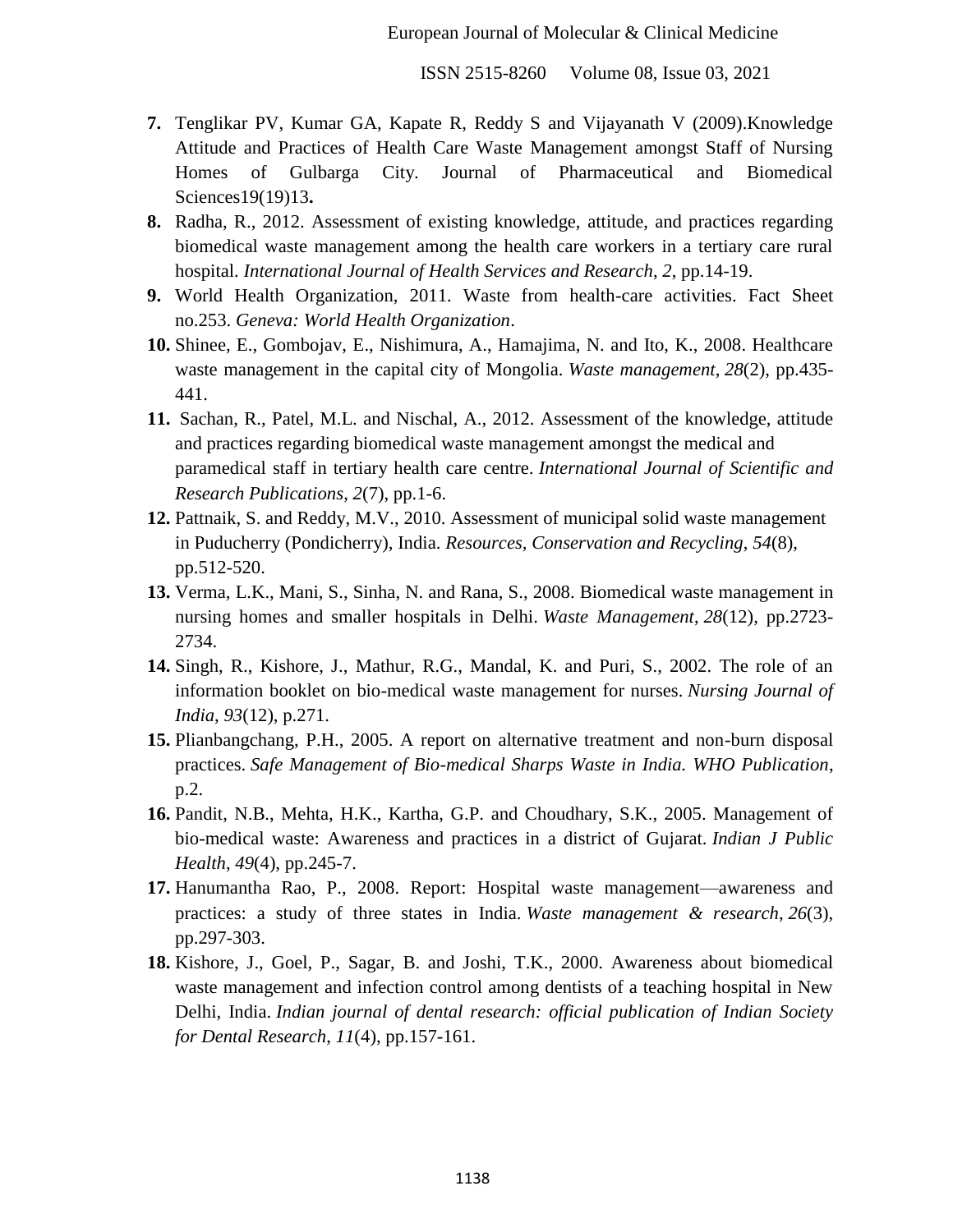7. Tenglikar PV, Kumar GA, Kapate R, Reddy S and Vijayanath V (2009).Knowledge Attitude and Practices of Health Care Waste Management amongst Staff of Nursing Homes of Gulbarga City. Journal of Pharmaceutical and Biomedical Sciences19(19)13.
8. Radha, R., 2012. Assessment of existing knowledge, attitude, and practices regarding biomedical waste management among the health care workers in a tertiary care rural hospital. *International Journal of Health Services and Research*, *2*, pp.14-19.
9. World Health Organization, 2011. Waste from health-care activities. Fact Sheet no.253. *Geneva: World Health Organization*.
10. Shinee, E., Gombojav, E., Nishimura, A., Hamajima, N. and Ito, K., 2008. Healthcare waste management in the capital city of Mongolia. *Waste management*, *28*(2), pp.435-441.
11. Sachan, R., Patel, M.L. and Nischal, A., 2012. Assessment of the knowledge, attitude and practices regarding biomedical waste management amongst the medical and paramedical staff in tertiary health care centre. *International Journal of Scientific and Research Publications*, *2*(7), pp.1-6.
12. Pattnaik, S. and Reddy, M.V., 2010. Assessment of municipal solid waste management in Puducherry (Pondicherry), India. *Resources, Conservation and Recycling*, *54*(8), pp.512-520.
13. Verma, L.K., Mani, S., Sinha, N. and Rana, S., 2008. Biomedical waste management in nursing homes and smaller hospitals in Delhi. *Waste Management*, *28*(12), pp.2723-2734.
14. Singh, R., Kishore, J., Mathur, R.G., Mandal, K. and Puri, S., 2002. The role of an information booklet on bio-medical waste management for nurses. *Nursing Journal of India*, *93*(12), p.271.
15. Plianbangchang, P.H., 2005. A report on alternative treatment and non-burn disposal practices. *Safe Management of Bio-medical Sharps Waste in India. WHO Publication*, p.2.
16. Pandit, N.B., Mehta, H.K., Kartha, G.P. and Choudhary, S.K., 2005. Management of bio-medical waste: Awareness and practices in a district of Gujarat. *Indian J Public Health*, *49*(4), pp.245-7.
17. Hanumantha Rao, P., 2008. Report: Hospital waste management—awareness and practices: a study of three states in India. *Waste management & research*, *26*(3), pp.297-303.
18. Kishore, J., Goel, P., Sagar, B. and Joshi, T.K., 2000. Awareness about biomedical waste management and infection control among dentists of a teaching hospital in New Delhi, India. *Indian journal of dental research: official publication of Indian Society for Dental Research*, *11*(4), pp.157-161.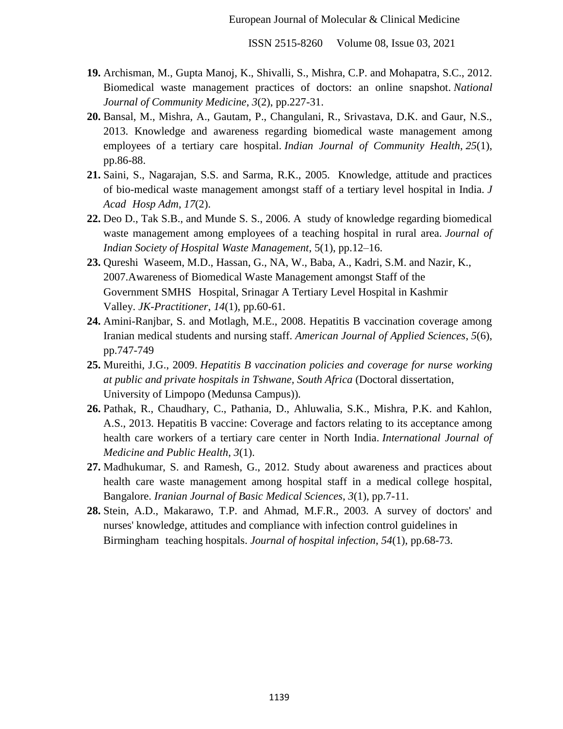19. Archisman, M., Gupta Manoj, K., Shivalli, S., Mishra, C.P. and Mohapatra, S.C., 2012. Biomedical waste management practices of doctors: an online snapshot. *National Journal of Community Medicine*, *3*(2), pp.227-31.
20. Bansal, M., Mishra, A., Gautam, P., Changulani, R., Srivastava, D.K. and Gaur, N.S., 2013. Knowledge and awareness regarding biomedical waste management among employees of a tertiary care hospital. *Indian Journal of Community Health*, *25*(1), pp.86-88.
21. Saini, S., Nagarajan, S.S. and Sarma, R.K., 2005. Knowledge, attitude and practices of bio-medical waste management amongst staff of a tertiary level hospital in India. *J Acad Hosp Adm*, *17*(2).
22. Deo D., Tak S.B., and Munde S. S., 2006. A study of knowledge regarding biomedical waste management among employees of a teaching hospital in rural area. *Journal of Indian Society of Hospital Waste Management*, 5(1), pp.12–16.
23. Qureshi Waseem, M.D., Hassan, G., NA, W., Baba, A., Kadri, S.M. and Nazir, K., 2007.Awareness of Biomedical Waste Management amongst Staff of the Government SMHS Hospital, Srinagar A Tertiary Level Hospital in Kashmir Valley. *JK-Practitioner*, *14*(1), pp.60-61.
24. Amini-Ranjbar, S. and Motlagh, M.E., 2008. Hepatitis B vaccination coverage among Iranian medical students and nursing staff. *American Journal of Applied Sciences*, *5*(6), pp.747-749
25. Mureithi, J.G., 2009. *Hepatitis B vaccination policies and coverage for nurse working at public and private hospitals in Tshwane, South Africa* (Doctoral dissertation, University of Limpopo (Medunsa Campus)).
26. Pathak, R., Chaudhary, C., Pathania, D., Ahluwalia, S.K., Mishra, P.K. and Kahlon, A.S., 2013. Hepatitis B vaccine: Coverage and factors relating to its acceptance among health care workers of a tertiary care center in North India. *International Journal of Medicine and Public Health*, *3*(1).
27. Madhukumar, S. and Ramesh, G., 2012. Study about awareness and practices about health care waste management among hospital staff in a medical college hospital, Bangalore. *Iranian Journal of Basic Medical Sciences*, *3*(1), pp.7-11.
28. Stein, A.D., Makarawo, T.P. and Ahmad, M.F.R., 2003. A survey of doctors' and nurses' knowledge, attitudes and compliance with infection control guidelines in Birmingham teaching hospitals. *Journal of hospital infection*, *54*(1), pp.68-73.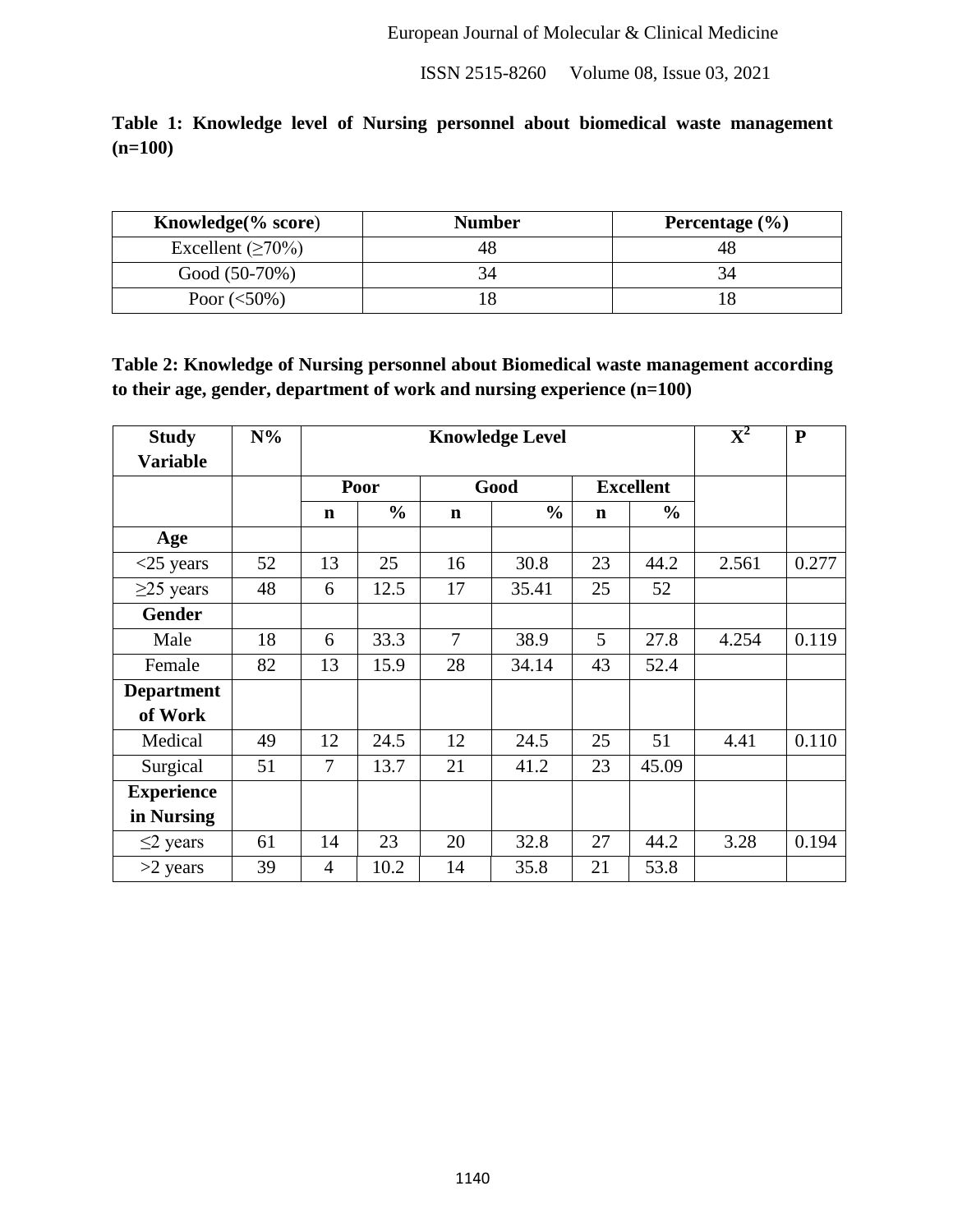**Table 1: Knowledge level of Nursing personnel about biomedical waste management (n=100)**

| Knowledge(% score) | Number | Percentage (%) |
|---|---|---|
| Excellent (≥70%) | 48 | 48 |
| Good (50-70%) | 34 | 34 |
| Poor (<50%) | 18 | 18 |

**Table 2: Knowledge of Nursing personnel about Biomedical waste management according to their age, gender, department of work and nursing experience (n=100)**

| Study Variable | N% | Knowledge Level | | | | | | $X^2$ | P |
|---|---|---|---|---|---|---|---|---|---|
| | | Poor | | Good | | Excellent | | | |
| | | n | % | n | % | n | % | | |
| **Age** | | | | | | | | | |
| <25 years | 52 | 13 | 25 | 16 | 30.8 | 23 | 44.2 | 2.561 | 0.277 |
| ≥25 years | 48 | 6 | 12.5 | 17 | 35.41 | 25 | 52 | | |
| **Gender** | | | | | | | | | |
| Male | 18 | 6 | 33.3 | 7 | 38.9 | 5 | 27.8 | 4.254 | 0.119 |
| Female | 82 | 13 | 15.9 | 28 | 34.14 | 43 | 52.4 | | |
| **Department of Work** | | | | | | | | | |
| Medical | 49 | 12 | 24.5 | 12 | 24.5 | 25 | 51 | 4.41 | 0.110 |
| Surgical | 51 | 7 | 13.7 | 21 | 41.2 | 23 | 45.09 | | |
| **Experience in Nursing** | | | | | | | | | |
| ≤2 years | 61 | 14 | 23 | 20 | 32.8 | 27 | 44.2 | 3.28 | 0.194 |
| >2 years | 39 | 4 | 10.2 | 14 | 35.8 | 21 | 53.8 | | |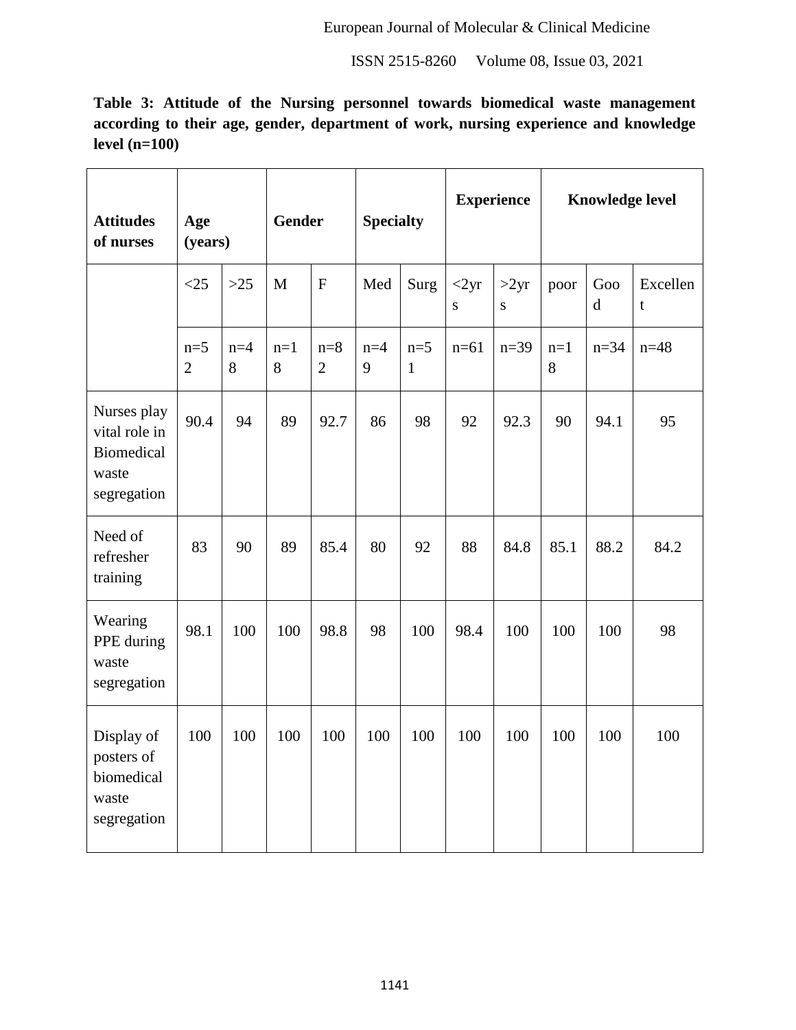**Table 3: Attitude of the Nursing personnel towards biomedical waste management according to their age, gender, department of work, nursing experience and knowledge level (n=100)**

| Attitudes of nurses | Age (years) | | Gender | | Specialty | | Experience | | Knowledge level | | |
|---|---|---|---|---|---|---|---|---|---|---|---|
| | <25 | >25 | M | F | Med | Surg | <2yrs | >2yrs | poor | Good | Excellent |
| | n=52 | n=48 | n=18 | n=82 | n=49 | n=51 | n=61 | n=39 | n=18 | n=34 | n=48 |
| Nurses play vital role in Biomedical waste segregation | 90.4 | 94 | 89 | 92.7 | 86 | 98 | 92 | 92.3 | 90 | 94.1 | 95 |
| Need of refresher training | 83 | 90 | 89 | 85.4 | 80 | 92 | 88 | 84.8 | 85.1 | 88.2 | 84.2 |
| Wearing PPE during waste segregation | 98.1 | 100 | 100 | 98.8 | 98 | 100 | 98.4 | 100 | 100 | 100 | 98 |
| Display of posters of biomedical waste segregation | 100 | 100 | 100 | 100 | 100 | 100 | 100 | 100 | 100 | 100 | 100 |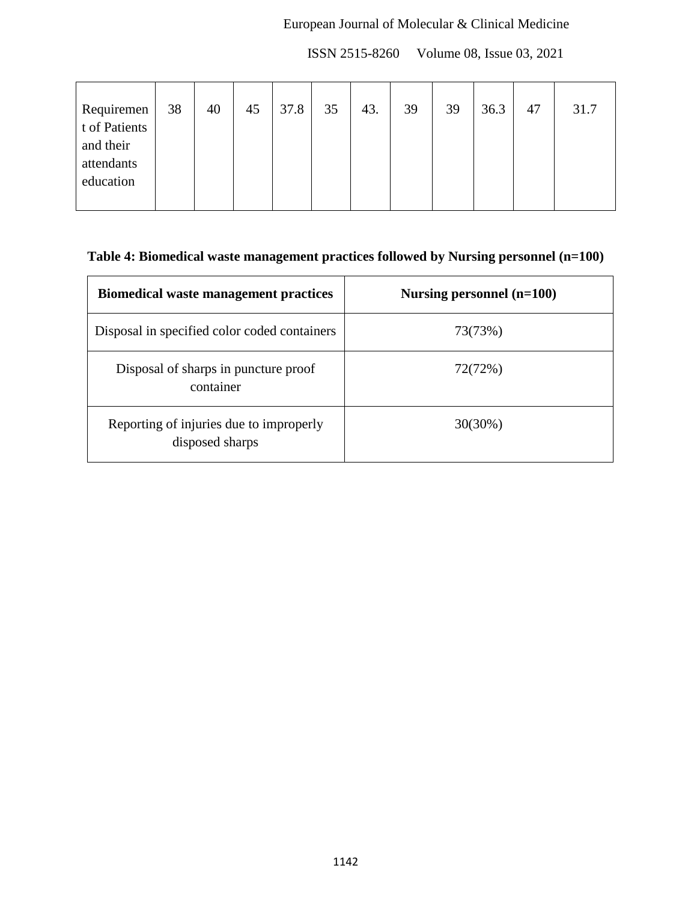| | | | | | | | | | | | |
|---|---|---|---|---|---|---|---|---|---|---|---|
| Requirement of Patients and their attendants education | 38 | 40 | 45 | 37.8 | 35 | 43. | 39 | 39 | 36.3 | 47 | 31.7 |

**Table 4: Biomedical waste management practices followed by Nursing personnel (n=100)**

| Biomedical waste management practices | Nursing personnel (n=100) |
|---|---|
| Disposal in specified color coded containers | 73(73%) |
| Disposal of sharps in puncture proof container | 72(72%) |
| Reporting of injuries due to improperly disposed sharps | 30(30%) |